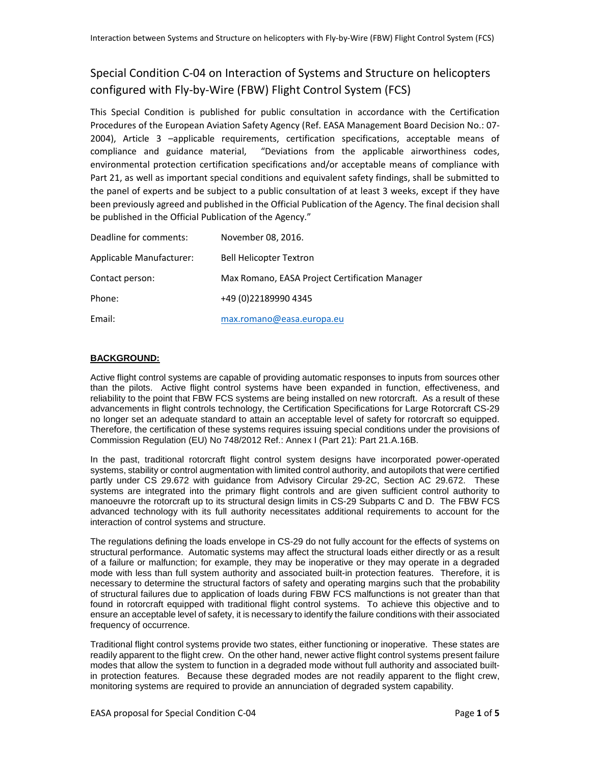# Special Condition C-04 on Interaction of Systems and Structure on helicopters configured with Fly-by-Wire (FBW) Flight Control System (FCS)

This Special Condition is published for public consultation in accordance with the Certification Procedures of the European Aviation Safety Agency (Ref. EASA Management Board Decision No.: 07-2004), Article 3 –applicable requirements, certification specifications, acceptable means of compliance and guidance material, "Deviations from the applicable airworthiness codes, environmental protection certification specifications and/or acceptable means of compliance with Part 21, as well as important special conditions and equivalent safety findings, shall be submitted to the panel of experts and be subject to a public consultation of at least 3 weeks, except if they have been previously agreed and published in the Official Publication of the Agency. The final decision shall be published in the Official Publication of the Agency."

| | |
|---|---|
| Deadline for comments: | November 08, 2016. |
| Applicable Manufacturer: | Bell Helicopter Textron |
| Contact person: | Max Romano, EASA Project Certification Manager |
| Phone: | +49 (0)22189990 4345 |
| Email: | max.romano@easa.europa.eu |

**BACKGROUND:**

Active flight control systems are capable of providing automatic responses to inputs from sources other than the pilots. Active flight control systems have been expanded in function, effectiveness, and reliability to the point that FBW FCS systems are being installed on new rotorcraft. As a result of these advancements in flight controls technology, the Certification Specifications for Large Rotorcraft CS-29 no longer set an adequate standard to attain an acceptable level of safety for rotorcraft so equipped. Therefore, the certification of these systems requires issuing special conditions under the provisions of Commission Regulation (EU) No 748/2012 Ref.: Annex I (Part 21): Part 21.A.16B.

In the past, traditional rotorcraft flight control system designs have incorporated power-operated systems, stability or control augmentation with limited control authority, and autopilots that were certified partly under CS 29.672 with guidance from Advisory Circular 29-2C, Section AC 29.672. These systems are integrated into the primary flight controls and are given sufficient control authority to manoeuvre the rotorcraft up to its structural design limits in CS-29 Subparts C and D. The FBW FCS advanced technology with its full authority necessitates additional requirements to account for the interaction of control systems and structure.

The regulations defining the loads envelope in CS-29 do not fully account for the effects of systems on structural performance. Automatic systems may affect the structural loads either directly or as a result of a failure or malfunction; for example, they may be inoperative or they may operate in a degraded mode with less than full system authority and associated built-in protection features. Therefore, it is necessary to determine the structural factors of safety and operating margins such that the probability of structural failures due to application of loads during FBW FCS malfunctions is not greater than that found in rotorcraft equipped with traditional flight control systems. To achieve this objective and to ensure an acceptable level of safety, it is necessary to identify the failure conditions with their associated frequency of occurrence.

Traditional flight control systems provide two states, either functioning or inoperative. These states are readily apparent to the flight crew. On the other hand, newer active flight control systems present failure modes that allow the system to function in a degraded mode without full authority and associated built-in protection features. Because these degraded modes are not readily apparent to the flight crew, monitoring systems are required to provide an annunciation of degraded system capability.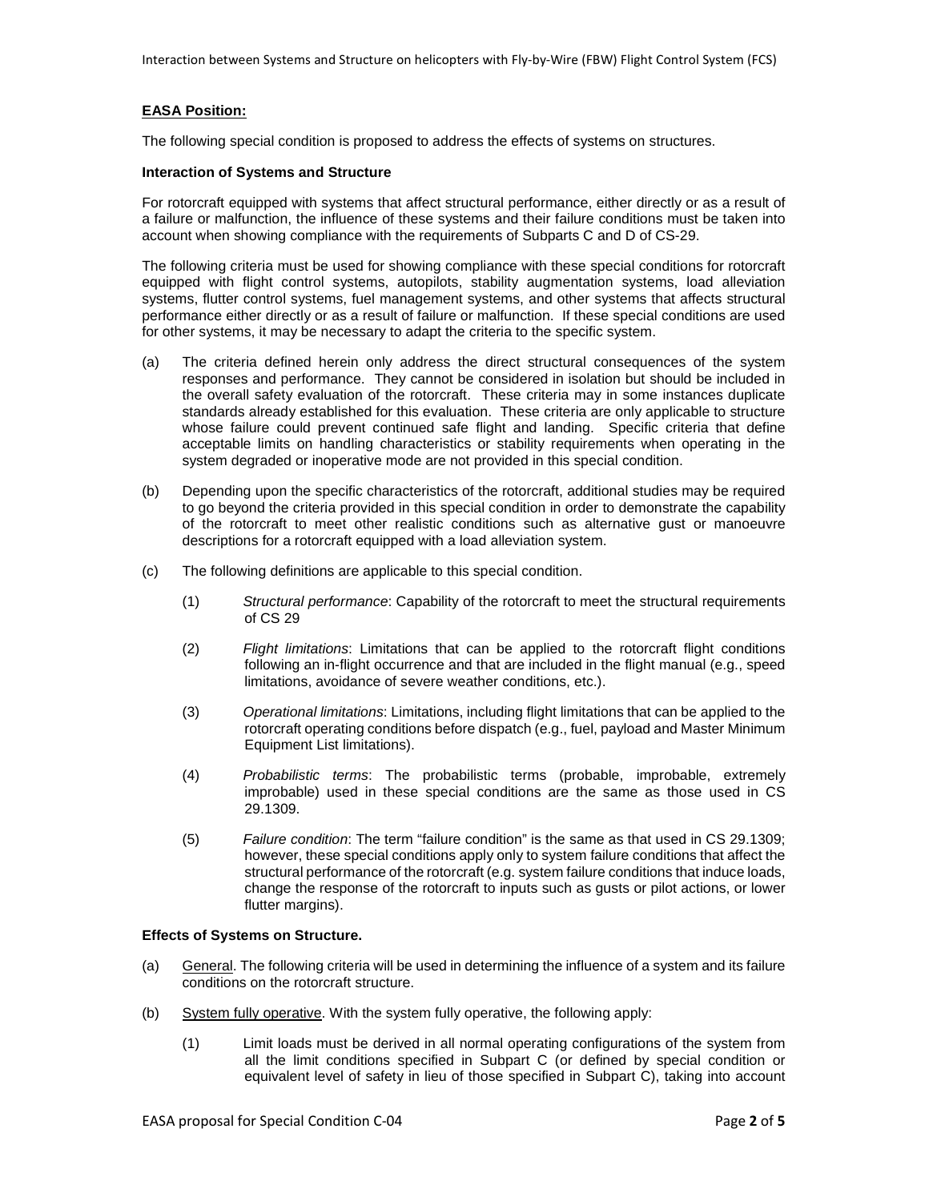**EASA Position:**

The following special condition is proposed to address the effects of systems on structures.

**Interaction of Systems and Structure**

For rotorcraft equipped with systems that affect structural performance, either directly or as a result of a failure or malfunction, the influence of these systems and their failure conditions must be taken into account when showing compliance with the requirements of Subparts C and D of CS-29.

The following criteria must be used for showing compliance with these special conditions for rotorcraft equipped with flight control systems, autopilots, stability augmentation systems, load alleviation systems, flutter control systems, fuel management systems, and other systems that affects structural performance either directly or as a result of failure or malfunction. If these special conditions are used for other systems, it may be necessary to adapt the criteria to the specific system.

(a) The criteria defined herein only address the direct structural consequences of the system responses and performance. They cannot be considered in isolation but should be included in the overall safety evaluation of the rotorcraft. These criteria may in some instances duplicate standards already established for this evaluation. These criteria are only applicable to structure whose failure could prevent continued safe flight and landing. Specific criteria that define acceptable limits on handling characteristics or stability requirements when operating in the system degraded or inoperative mode are not provided in this special condition.

(b) Depending upon the specific characteristics of the rotorcraft, additional studies may be required to go beyond the criteria provided in this special condition in order to demonstrate the capability of the rotorcraft to meet other realistic conditions such as alternative gust or manoeuvre descriptions for a rotorcraft equipped with a load alleviation system.

(c) The following definitions are applicable to this special condition.

(1) *Structural performance*: Capability of the rotorcraft to meet the structural requirements of CS 29

(2) *Flight limitations*: Limitations that can be applied to the rotorcraft flight conditions following an in-flight occurrence and that are included in the flight manual (e.g., speed limitations, avoidance of severe weather conditions, etc.).

(3) *Operational limitations*: Limitations, including flight limitations that can be applied to the rotorcraft operating conditions before dispatch (e.g., fuel, payload and Master Minimum Equipment List limitations).

(4) *Probabilistic terms*: The probabilistic terms (probable, improbable, extremely improbable) used in these special conditions are the same as those used in CS 29.1309.

(5) *Failure condition*: The term "failure condition" is the same as that used in CS 29.1309; however, these special conditions apply only to system failure conditions that affect the structural performance of the rotorcraft (e.g. system failure conditions that induce loads, change the response of the rotorcraft to inputs such as gusts or pilot actions, or lower flutter margins).

**Effects of Systems on Structure.**

(a) General. The following criteria will be used in determining the influence of a system and its failure conditions on the rotorcraft structure.

(b) System fully operative. With the system fully operative, the following apply:

(1) Limit loads must be derived in all normal operating configurations of the system from all the limit conditions specified in Subpart C (or defined by special condition or equivalent level of safety in lieu of those specified in Subpart C), taking into account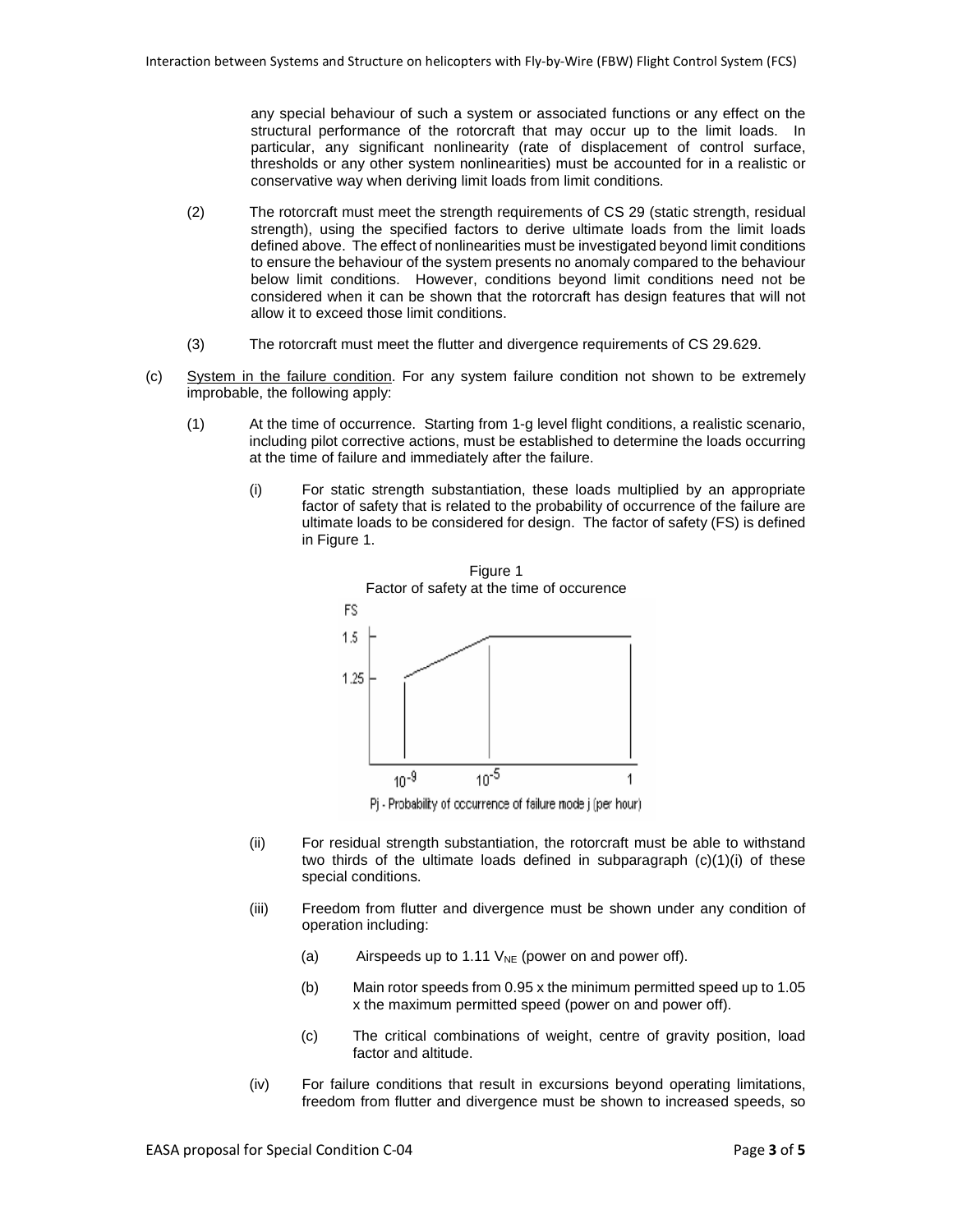any special behaviour of such a system or associated functions or any effect on the structural performance of the rotorcraft that may occur up to the limit loads. In particular, any significant nonlinearity (rate of displacement of control surface, thresholds or any other system nonlinearities) must be accounted for in a realistic or conservative way when deriving limit loads from limit conditions.

(2) The rotorcraft must meet the strength requirements of CS 29 (static strength, residual strength), using the specified factors to derive ultimate loads from the limit loads defined above. The effect of nonlinearities must be investigated beyond limit conditions to ensure the behaviour of the system presents no anomaly compared to the behaviour below limit conditions. However, conditions beyond limit conditions need not be considered when it can be shown that the rotorcraft has design features that will not allow it to exceed those limit conditions.

(3) The rotorcraft must meet the flutter and divergence requirements of CS 29.629.

(c) System in the failure condition. For any system failure condition not shown to be extremely improbable, the following apply:

(1) At the time of occurrence. Starting from 1-g level flight conditions, a realistic scenario, including pilot corrective actions, must be established to determine the loads occurring at the time of failure and immediately after the failure.

(i) For static strength substantiation, these loads multiplied by an appropriate factor of safety that is related to the probability of occurrence of the failure are ultimate loads to be considered for design. The factor of safety (FS) is defined in Figure 1.

Figure 1
Factor of safety at the time of occurence

FS: 1.25 at $10^{-9}$, rising linearly to 1.5 at $10^{-5}$, constant 1.5 up to 1

Pj - Probability of occurrence of failure mode j (per hour)

(ii) For residual strength substantiation, the rotorcraft must be able to withstand two thirds of the ultimate loads defined in subparagraph (c)(1)(i) of these special conditions.

(iii) Freedom from flutter and divergence must be shown under any condition of operation including:

(a) Airspeeds up to 1.11 $V_{NE}$ (power on and power off).

(b) Main rotor speeds from 0.95 x the minimum permitted speed up to 1.05 x the maximum permitted speed (power on and power off).

(c) The critical combinations of weight, centre of gravity position, load factor and altitude.

(iv) For failure conditions that result in excursions beyond operating limitations, freedom from flutter and divergence must be shown to increased speeds, so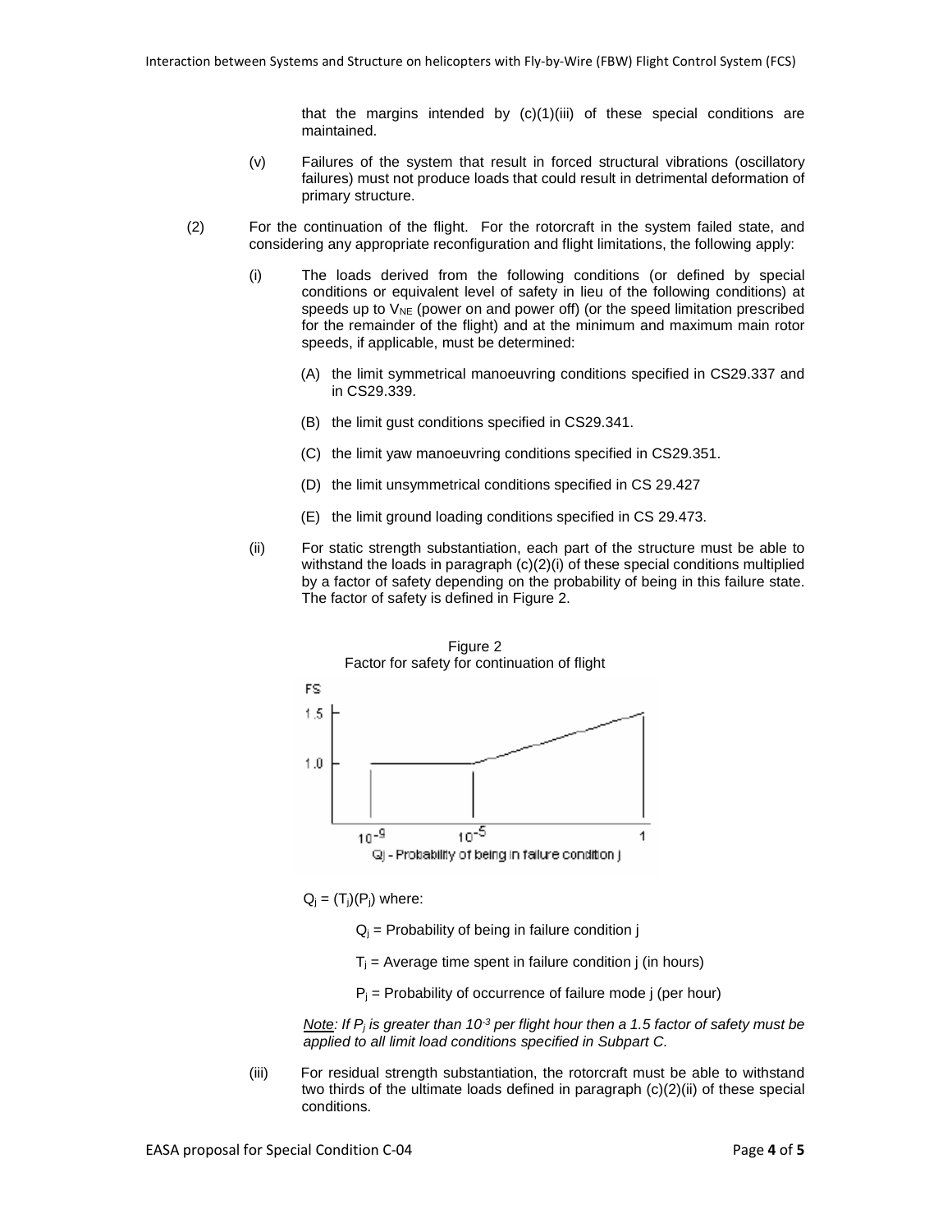that the margins intended by (c)(1)(iii) of these special conditions are maintained.

(v) Failures of the system that result in forced structural vibrations (oscillatory failures) must not produce loads that could result in detrimental deformation of primary structure.

(2) For the continuation of the flight. For the rotorcraft in the system failed state, and considering any appropriate reconfiguration and flight limitations, the following apply:

(i) The loads derived from the following conditions (or defined by special conditions or equivalent level of safety in lieu of the following conditions) at speeds up to $V_{NE}$ (power on and power off) (or the speed limitation prescribed for the remainder of the flight) and at the minimum and maximum main rotor speeds, if applicable, must be determined:

(A) the limit symmetrical manoeuvring conditions specified in CS29.337 and in CS29.339.

(B) the limit gust conditions specified in CS29.341.

(C) the limit yaw manoeuvring conditions specified in CS29.351.

(D) the limit unsymmetrical conditions specified in CS 29.427

(E) the limit ground loading conditions specified in CS 29.473.

(ii) For static strength substantiation, each part of the structure must be able to withstand the loads in paragraph (c)(2)(i) of these special conditions multiplied by a factor of safety depending on the probability of being in this failure state. The factor of safety is defined in Figure 2.

Figure 2
Factor for safety for continuation of flight

FS

1.5

1.0

$10^{-9}$ $10^{-5}$ 1

Qj - Probability of being in failure condition j

$Q_j = (T_j)(P_j)$ where:

$Q_j$ = Probability of being in failure condition j

$T_j$ = Average time spent in failure condition j (in hours)

$P_j$ = Probability of occurrence of failure mode j (per hour)

*Note: If $P_j$ is greater than $10^{-3}$ per flight hour then a 1.5 factor of safety must be applied to all limit load conditions specified in Subpart C.*

(iii) For residual strength substantiation, the rotorcraft must be able to withstand two thirds of the ultimate loads defined in paragraph (c)(2)(ii) of these special conditions.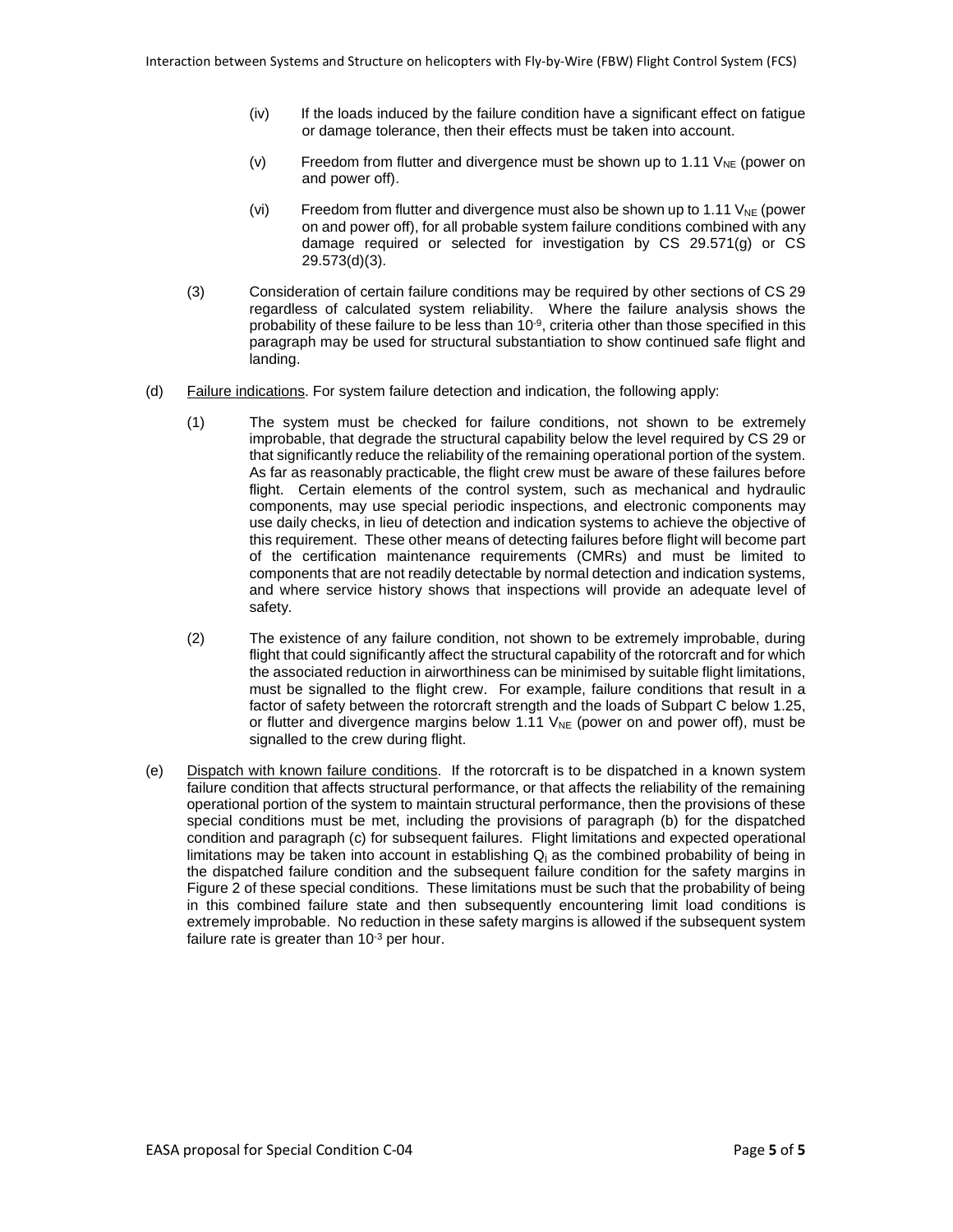(iv) If the loads induced by the failure condition have a significant effect on fatigue or damage tolerance, then their effects must be taken into account.

(v) Freedom from flutter and divergence must be shown up to 1.11 $V_{NE}$ (power on and power off).

(vi) Freedom from flutter and divergence must also be shown up to 1.11 $V_{NE}$ (power on and power off), for all probable system failure conditions combined with any damage required or selected for investigation by CS 29.571(g) or CS 29.573(d)(3).

(3) Consideration of certain failure conditions may be required by other sections of CS 29 regardless of calculated system reliability. Where the failure analysis shows the probability of these failure to be less than $10^{-9}$, criteria other than those specified in this paragraph may be used for structural substantiation to show continued safe flight and landing.

(d) Failure indications. For system failure detection and indication, the following apply:

(1) The system must be checked for failure conditions, not shown to be extremely improbable, that degrade the structural capability below the level required by CS 29 or that significantly reduce the reliability of the remaining operational portion of the system. As far as reasonably practicable, the flight crew must be aware of these failures before flight. Certain elements of the control system, such as mechanical and hydraulic components, may use special periodic inspections, and electronic components may use daily checks, in lieu of detection and indication systems to achieve the objective of this requirement. These other means of detecting failures before flight will become part of the certification maintenance requirements (CMRs) and must be limited to components that are not readily detectable by normal detection and indication systems, and where service history shows that inspections will provide an adequate level of safety.

(2) The existence of any failure condition, not shown to be extremely improbable, during flight that could significantly affect the structural capability of the rotorcraft and for which the associated reduction in airworthiness can be minimised by suitable flight limitations, must be signalled to the flight crew. For example, failure conditions that result in a factor of safety between the rotorcraft strength and the loads of Subpart C below 1.25, or flutter and divergence margins below 1.11 $V_{NE}$ (power on and power off), must be signalled to the crew during flight.

(e) Dispatch with known failure conditions. If the rotorcraft is to be dispatched in a known system failure condition that affects structural performance, or that affects the reliability of the remaining operational portion of the system to maintain structural performance, then the provisions of these special conditions must be met, including the provisions of paragraph (b) for the dispatched condition and paragraph (c) for subsequent failures. Flight limitations and expected operational limitations may be taken into account in establishing $Q_j$ as the combined probability of being in the dispatched failure condition and the subsequent failure condition for the safety margins in Figure 2 of these special conditions. These limitations must be such that the probability of being in this combined failure state and then subsequently encountering limit load conditions is extremely improbable. No reduction in these safety margins is allowed if the subsequent system failure rate is greater than $10^{-3}$ per hour.